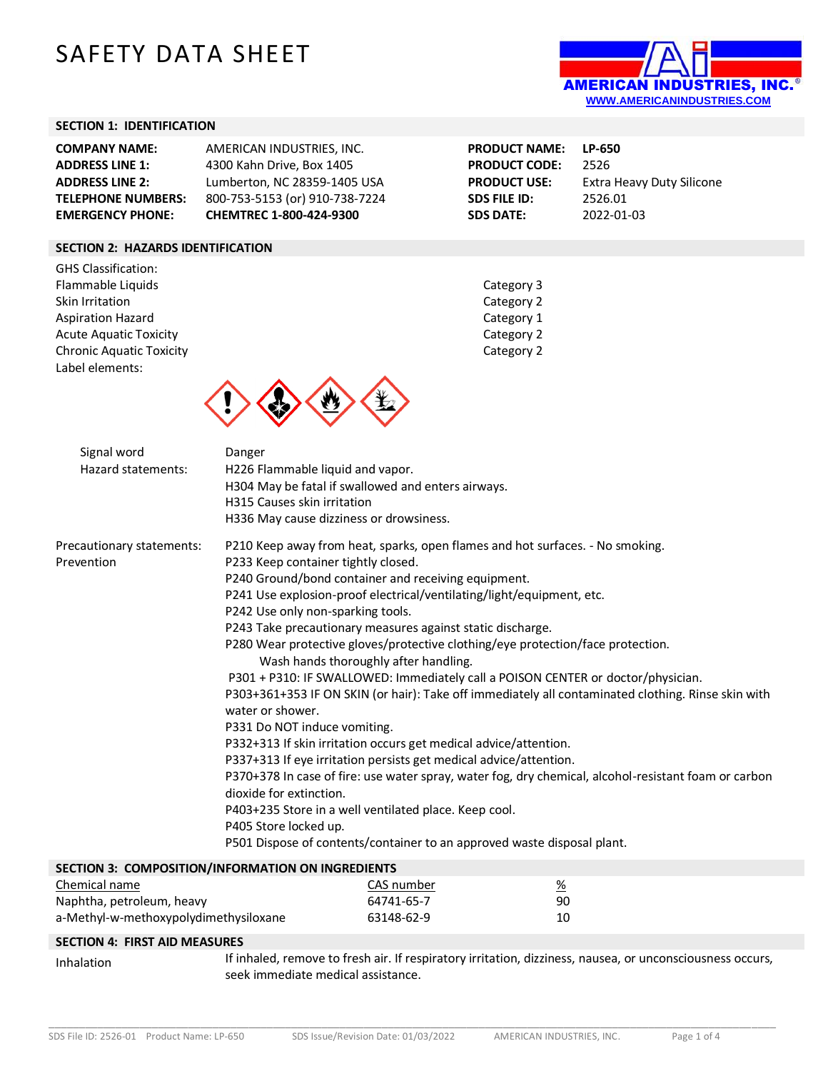# SAFETY DATA SHEET

AMERICAN INDUSTRIES, INC.
WWW.AMERICANINDUSTRIES.COM

## SECTION 1: IDENTIFICATION

| | | | |
|---|---|---|---|
| **COMPANY NAME:** | AMERICAN INDUSTRIES, INC. | **PRODUCT NAME:** | **LP-650** |
| **ADDRESS LINE 1:** | 4300 Kahn Drive, Box 1405 | **PRODUCT CODE:** | 2526 |
| **ADDRESS LINE 2:** | Lumberton, NC 28359-1405 USA | **PRODUCT USE:** | Extra Heavy Duty Silicone |
| **TELEPHONE NUMBERS:** | 800-753-5153 (or) 910-738-7224 | **SDS FILE ID:** | 2526.01 |
| **EMERGENCY PHONE:** | **CHEMTREC 1-800-424-9300** | **SDS DATE:** | 2022-01-03 |

## SECTION 2: HAZARDS IDENTIFICATION

GHS Classification:

| | |
|---|---|
| Flammable Liquids | Category 3 |
| Skin Irritation | Category 2 |
| Aspiration Hazard | Category 1 |
| Acute Aquatic Toxicity | Category 2 |
| Chronic Aquatic Toxicity | Category 2 |

Label elements:

Signal word: Danger

Hazard statements:
H226 Flammable liquid and vapor.
H304 May be fatal if swallowed and enters airways.
H315 Causes skin irritation
H336 May cause dizziness or drowsiness.

Precautionary statements: Prevention
P210 Keep away from heat, sparks, open flames and hot surfaces. - No smoking.
P233 Keep container tightly closed.
P240 Ground/bond container and receiving equipment.
P241 Use explosion-proof electrical/ventilating/light/equipment, etc.
P242 Use only non-sparking tools.
P243 Take precautionary measures against static discharge.
P280 Wear protective gloves/protective clothing/eye protection/face protection. Wash hands thoroughly after handling.
P301 + P310: IF SWALLOWED: Immediately call a POISON CENTER or doctor/physician.
P303+361+353 IF ON SKIN (or hair): Take off immediately all contaminated clothing. Rinse skin with water or shower.
P331 Do NOT induce vomiting.
P332+313 If skin irritation occurs get medical advice/attention.
P337+313 If eye irritation persists get medical advice/attention.
P370+378 In case of fire: use water spray, water fog, dry chemical, alcohol-resistant foam or carbon dioxide for extinction.
P403+235 Store in a well ventilated place. Keep cool.
P405 Store locked up.
P501 Dispose of contents/container to an approved waste disposal plant.

## SECTION 3: COMPOSITION/INFORMATION ON INGREDIENTS

| Chemical name | CAS number | % |
|---|---|---|
| Naphtha, petroleum, heavy | 64741-65-7 | 90 |
| a-Methyl-w-methoxypolydimethysiloxane | 63148-62-9 | 10 |

## SECTION 4: FIRST AID MEASURES

Inhalation: If inhaled, remove to fresh air. If respiratory irritation, dizziness, nausea, or unconsciousness occurs, seek immediate medical assistance.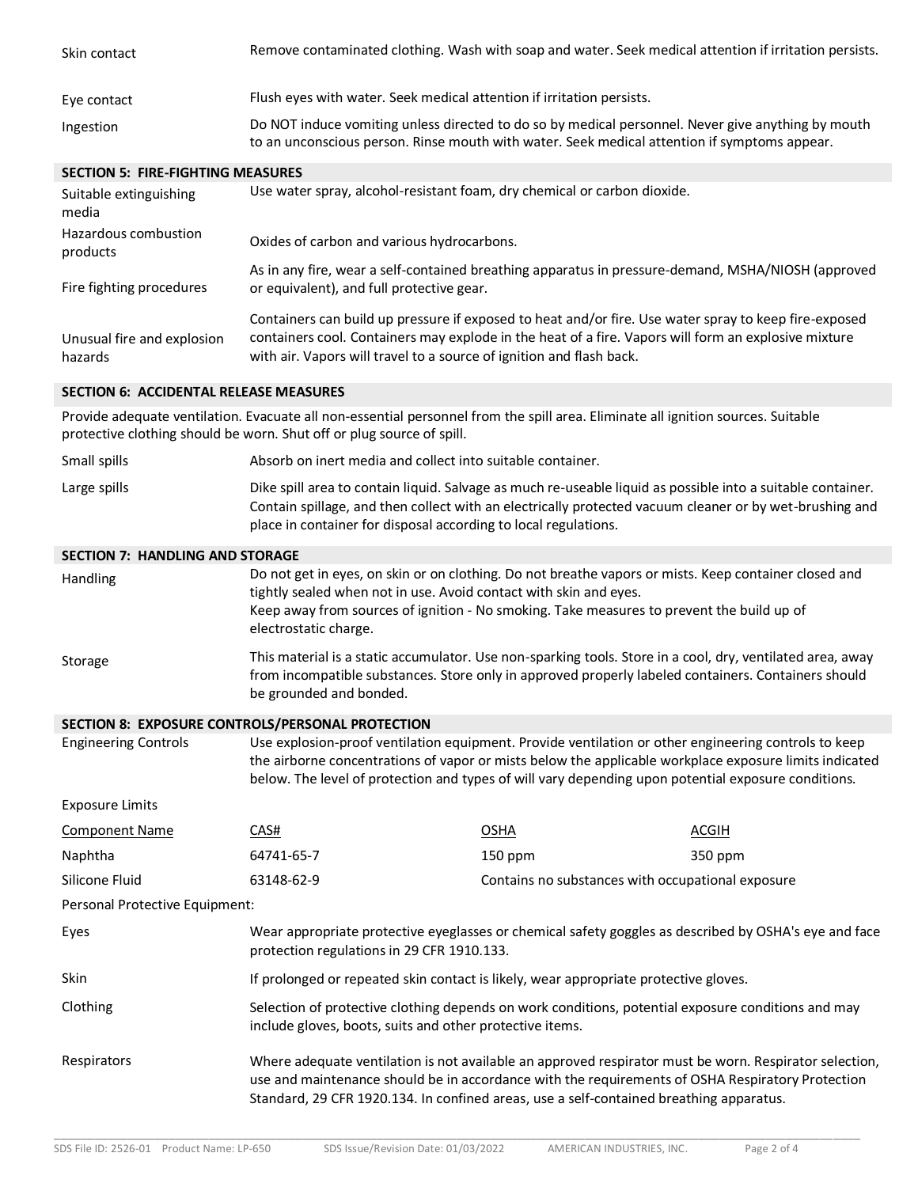| | |
|---|---|
| Skin contact | Remove contaminated clothing. Wash with soap and water. Seek medical attention if irritation persists. |
| Eye contact | Flush eyes with water. Seek medical attention if irritation persists. |
| Ingestion | Do NOT induce vomiting unless directed to do so by medical personnel. Never give anything by mouth to an unconscious person. Rinse mouth with water. Seek medical attention if symptoms appear. |

## SECTION 5: FIRE-FIGHTING MEASURES

| | |
|---|---|
| Suitable extinguishing media | Use water spray, alcohol-resistant foam, dry chemical or carbon dioxide. |
| Hazardous combustion products | Oxides of carbon and various hydrocarbons. |
| Fire fighting procedures | As in any fire, wear a self-contained breathing apparatus in pressure-demand, MSHA/NIOSH (approved or equivalent), and full protective gear. |
| Unusual fire and explosion hazards | Containers can build up pressure if exposed to heat and/or fire. Use water spray to keep fire-exposed containers cool. Containers may explode in the heat of a fire. Vapors will form an explosive mixture with air. Vapors will travel to a source of ignition and flash back. |

## SECTION 6: ACCIDENTAL RELEASE MEASURES

Provide adequate ventilation. Evacuate all non-essential personnel from the spill area. Eliminate all ignition sources. Suitable protective clothing should be worn. Shut off or plug source of spill.

| | |
|---|---|
| Small spills | Absorb on inert media and collect into suitable container. |
| Large spills | Dike spill area to contain liquid. Salvage as much re-useable liquid as possible into a suitable container. Contain spillage, and then collect with an electrically protected vacuum cleaner or by wet-brushing and place in container for disposal according to local regulations. |

## SECTION 7: HANDLING AND STORAGE

| | |
|---|---|
| Handling | Do not get in eyes, on skin or on clothing. Do not breathe vapors or mists. Keep container closed and tightly sealed when not in use. Avoid contact with skin and eyes.<br>Keep away from sources of ignition - No smoking. Take measures to prevent the build up of electrostatic charge. |
| Storage | This material is a static accumulator. Use non-sparking tools. Store in a cool, dry, ventilated area, away from incompatible substances. Store only in approved properly labeled containers. Containers should be grounded and bonded. |

## SECTION 8: EXPOSURE CONTROLS/PERSONAL PROTECTION

| | |
|---|---|
| Engineering Controls | Use explosion-proof ventilation equipment. Provide ventilation or other engineering controls to keep the airborne concentrations of vapor or mists below the applicable workplace exposure limits indicated below. The level of protection and types of will vary depending upon potential exposure conditions. |

Exposure Limits

| Component Name | CAS# | OSHA | ACGIH |
|---|---|---|---|
| Naphtha | 64741-65-7 | 150 ppm | 350 ppm |
| Silicone Fluid | 63148-62-9 | Contains no substances with occupational exposure | |

Personal Protective Equipment:

| | |
|---|---|
| Eyes | Wear appropriate protective eyeglasses or chemical safety goggles as described by OSHA's eye and face protection regulations in 29 CFR 1910.133. |
| Skin | If prolonged or repeated skin contact is likely, wear appropriate protective gloves. |
| Clothing | Selection of protective clothing depends on work conditions, potential exposure conditions and may include gloves, boots, suits and other protective items. |
| Respirators | Where adequate ventilation is not available an approved respirator must be worn. Respirator selection, use and maintenance should be in accordance with the requirements of OSHA Respiratory Protection Standard, 29 CFR 1920.134. In confined areas, use a self-contained breathing apparatus. |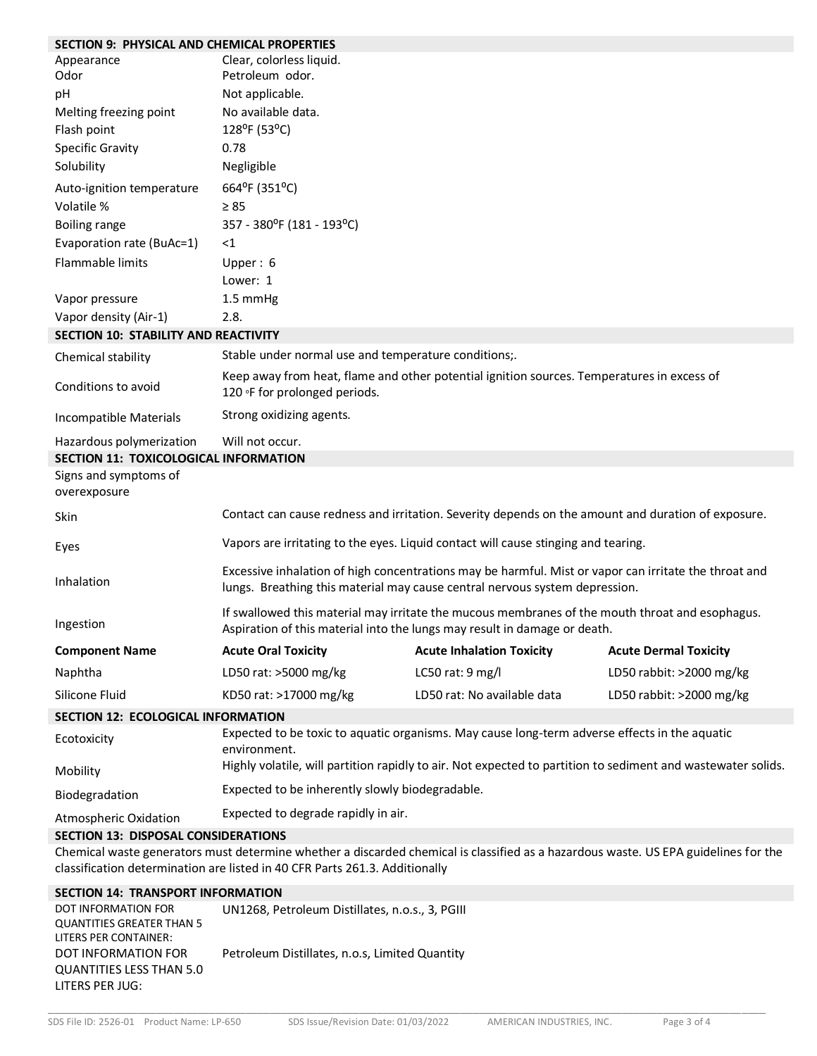## SECTION 9: PHYSICAL AND CHEMICAL PROPERTIES

| | |
|---|---|
| Appearance | Clear, colorless liquid. |
| Odor | Petroleum odor. |
| pH | Not applicable. |
| Melting freezing point | No available data. |
| Flash point | 128°F (53°C) |
| Specific Gravity | 0.78 |
| Solubility | Negligible |
| Auto-ignition temperature | 664°F (351°C) |
| Volatile % | ≥ 85 |
| Boiling range | 357 - 380°F (181 - 193°C) |
| Evaporation rate (BuAc=1) | <1 |
| Flammable limits | Upper : 6<br>Lower: 1 |
| Vapor pressure | 1.5 mmHg |
| Vapor density (Air-1) | 2.8. |

## SECTION 10: STABILITY AND REACTIVITY

| | |
|---|---|
| Chemical stability | Stable under normal use and temperature conditions;. |
| Conditions to avoid | Keep away from heat, flame and other potential ignition sources. Temperatures in excess of 120 °F for prolonged periods. |
| Incompatible Materials | Strong oxidizing agents. |
| Hazardous polymerization | Will not occur. |

## SECTION 11: TOXICOLOGICAL INFORMATION

Signs and symptoms of overexposure

| | |
|---|---|
| Skin | Contact can cause redness and irritation. Severity depends on the amount and duration of exposure. |
| Eyes | Vapors are irritating to the eyes. Liquid contact will cause stinging and tearing. |
| Inhalation | Excessive inhalation of high concentrations may be harmful. Mist or vapor can irritate the throat and lungs. Breathing this material may cause central nervous system depression. |
| Ingestion | If swallowed this material may irritate the mucous membranes of the mouth throat and esophagus. Aspiration of this material into the lungs may result in damage or death. |

| Component Name | Acute Oral Toxicity | Acute Inhalation Toxicity | Acute Dermal Toxicity |
|---|---|---|---|
| Naphtha | LD50 rat: >5000 mg/kg | LC50 rat: 9 mg/l | LD50 rabbit: >2000 mg/kg |
| Silicone Fluid | KD50 rat: >17000 mg/kg | LD50 rat: No available data | LD50 rabbit: >2000 mg/kg |

## SECTION 12: ECOLOGICAL INFORMATION

| | |
|---|---|
| Ecotoxicity | Expected to be toxic to aquatic organisms. May cause long-term adverse effects in the aquatic environment. |
| Mobility | Highly volatile, will partition rapidly to air. Not expected to partition to sediment and wastewater solids. |
| Biodegradation | Expected to be inherently slowly biodegradable. |
| Atmospheric Oxidation | Expected to degrade rapidly in air. |

## SECTION 13: DISPOSAL CONSIDERATIONS

Chemical waste generators must determine whether a discarded chemical is classified as a hazardous waste. US EPA guidelines for the classification determination are listed in 40 CFR Parts 261.3. Additionally

## SECTION 14: TRANSPORT INFORMATION

| | |
|---|---|
| DOT INFORMATION FOR QUANTITIES GREATER THAN 5 LITERS PER CONTAINER: | UN1268, Petroleum Distillates, n.o.s., 3, PGIII |
| DOT INFORMATION FOR QUANTITIES LESS THAN 5.0 LITERS PER JUG: | Petroleum Distillates, n.o.s, Limited Quantity |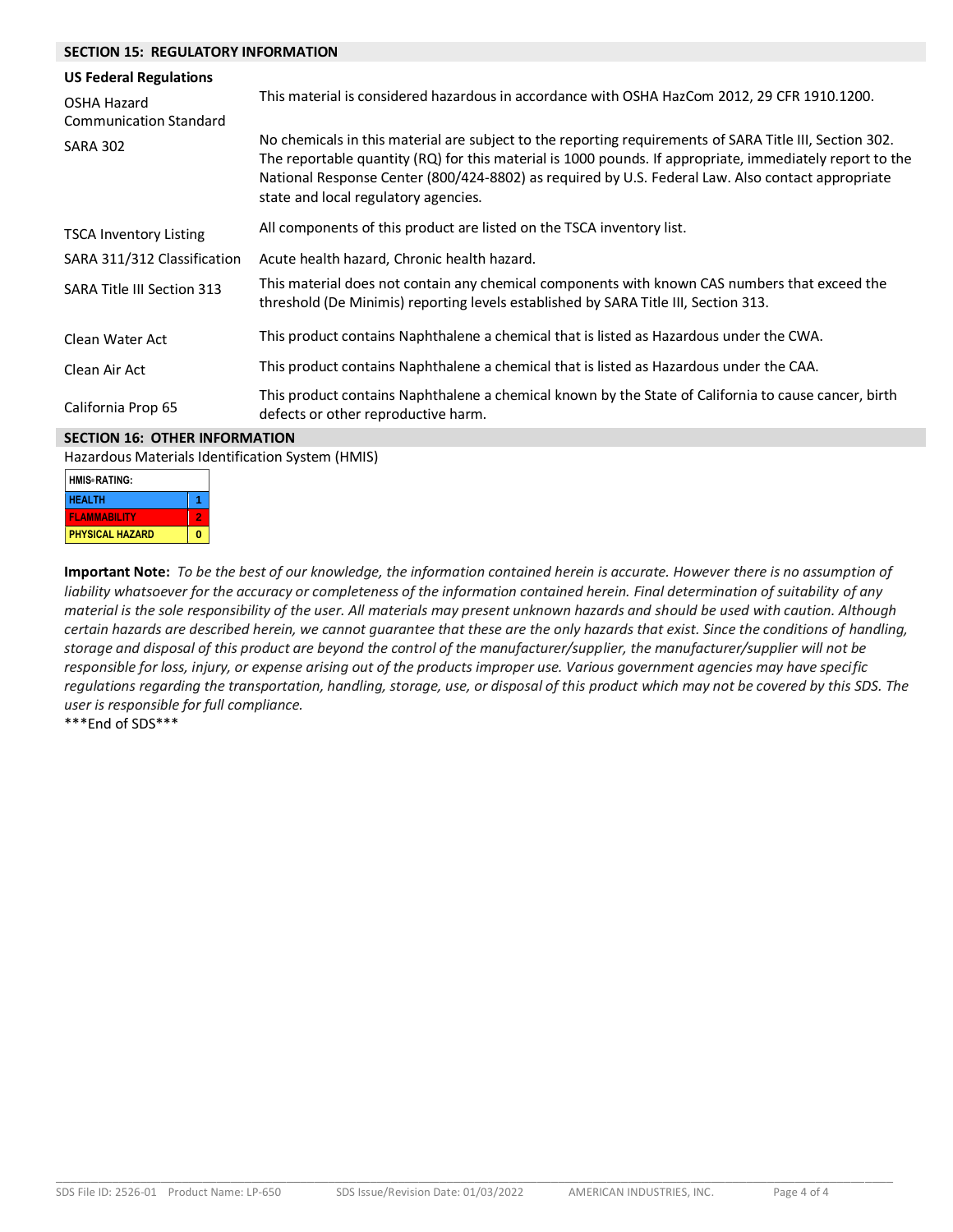## SECTION 15: REGULATORY INFORMATION

**US Federal Regulations**

| | |
|---|---|
| OSHA Hazard Communication Standard | This material is considered hazardous in accordance with OSHA HazCom 2012, 29 CFR 1910.1200. |
| SARA 302 | No chemicals in this material are subject to the reporting requirements of SARA Title III, Section 302. The reportable quantity (RQ) for this material is 1000 pounds. If appropriate, immediately report to the National Response Center (800/424-8802) as required by U.S. Federal Law. Also contact appropriate state and local regulatory agencies. |
| TSCA Inventory Listing | All components of this product are listed on the TSCA inventory list. |
| SARA 311/312 Classification | Acute health hazard, Chronic health hazard. |
| SARA Title III Section 313 | This material does not contain any chemical components with known CAS numbers that exceed the threshold (De Minimis) reporting levels established by SARA Title III, Section 313. |
| Clean Water Act | This product contains Naphthalene a chemical that is listed as Hazardous under the CWA. |
| Clean Air Act | This product contains Naphthalene a chemical that is listed as Hazardous under the CAA. |
| California Prop 65 | This product contains Naphthalene a chemical known by the State of California to cause cancer, birth defects or other reproductive harm. |

## SECTION 16: OTHER INFORMATION

Hazardous Materials Identification System (HMIS)

| HMIS® RATING: | |
|---|---|
| HEALTH | 1 |
| FLAMMABILITY | 2 |
| PHYSICAL HAZARD | 0 |

**Important Note:** *To be the best of our knowledge, the information contained herein is accurate. However there is no assumption of liability whatsoever for the accuracy or completeness of the information contained herein. Final determination of suitability of any material is the sole responsibility of the user. All materials may present unknown hazards and should be used with caution. Although certain hazards are described herein, we cannot guarantee that these are the only hazards that exist. Since the conditions of handling, storage and disposal of this product are beyond the control of the manufacturer/supplier, the manufacturer/supplier will not be responsible for loss, injury, or expense arising out of the products improper use. Various government agencies may have specific regulations regarding the transportation, handling, storage, use, or disposal of this product which may not be covered by this SDS. The user is responsible for full compliance.*

***End of SDS***